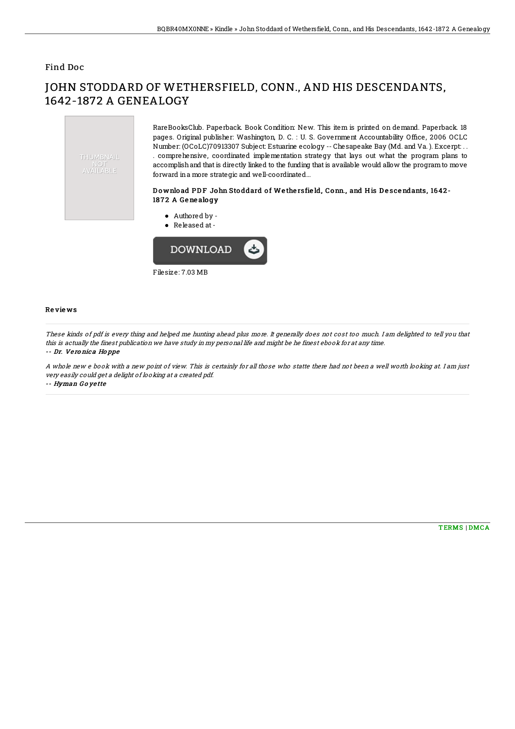Find Doc

# JOHN STODDARD OF WETHERSFIELD, CONN., AND HIS DESCENDANTS, 1642-1872 A GENEALOGY

RareBooksClub. Paperback. Book Condition: New. This item is printed on demand. Paperback. 18 pages. Original publisher: Washington, D. C. : U. S. Government Accountability Office, 2006 OCLC Number: (OCoLC)70913307 Subject: Estuarine ecology -- Chesapeake Bay (Md. and Va. ). Excerpt: . . . comprehensive, coordinated implementation strategy that lays out what the program plans to accomplish and that is directly linked to the funding that is available would allow the program to move forward in a more strategic and well-coordinated...

### Download PDF John Stoddard of Wethersfield, Conn., and His Descendants, 1642-1872 A Genealogy

- Authored by -
- Released at -

Filesize: 7.03 MB

## Reviews

*These kinds of pdf is every thing and helped me hunting ahead plus more. It generally does not cost too much. I am delighted to tell you that this is actually the finest publication we have study in my personal life and might be he finest ebook for at any time.*

-- Dr. Veronica Hoppe

*A whole new e book with a new point of view. This is certainly for all those who statte there had not been a well worth looking at. I am just very easily could get a delight of looking at a created pdf.*

-- Hyman Goyette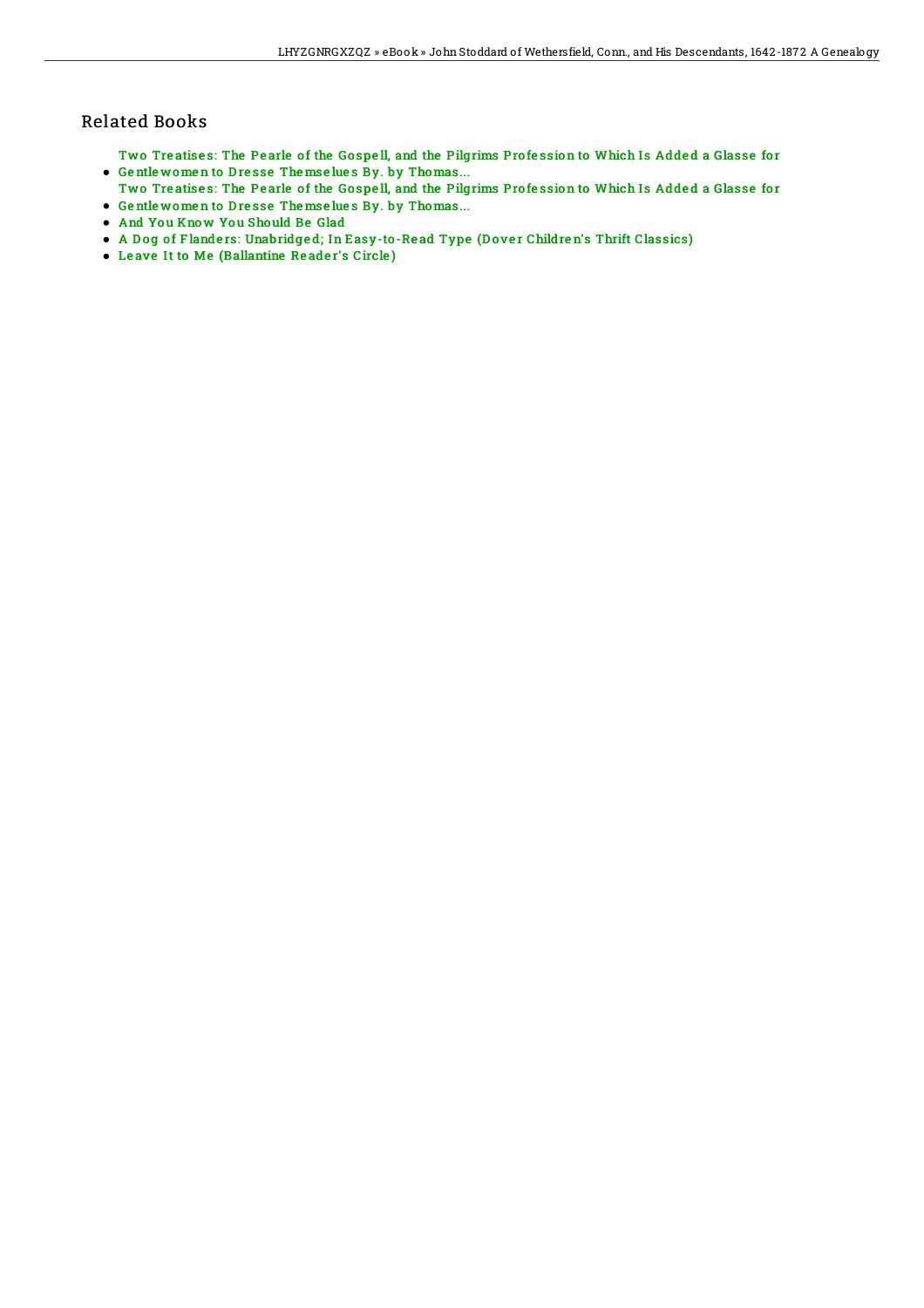## Related Books

- Two Treatises: The Pearle of the Gospell, and the Pilgrims Profession to Which Is Added a Glasse for Gentlewomen to Dresse Themselues By. by Thomas...
- Two Treatises: The Pearle of the Gospell, and the Pilgrims Profession to Which Is Added a Glasse for Gentlewomen to Dresse Themselues By. by Thomas...
- And You Know You Should Be Glad
- A Dog of Flanders: Unabridged; In Easy-to-Read Type (Dover Children's Thrift Classics)
- Leave It to Me (Ballantine Reader's Circle)